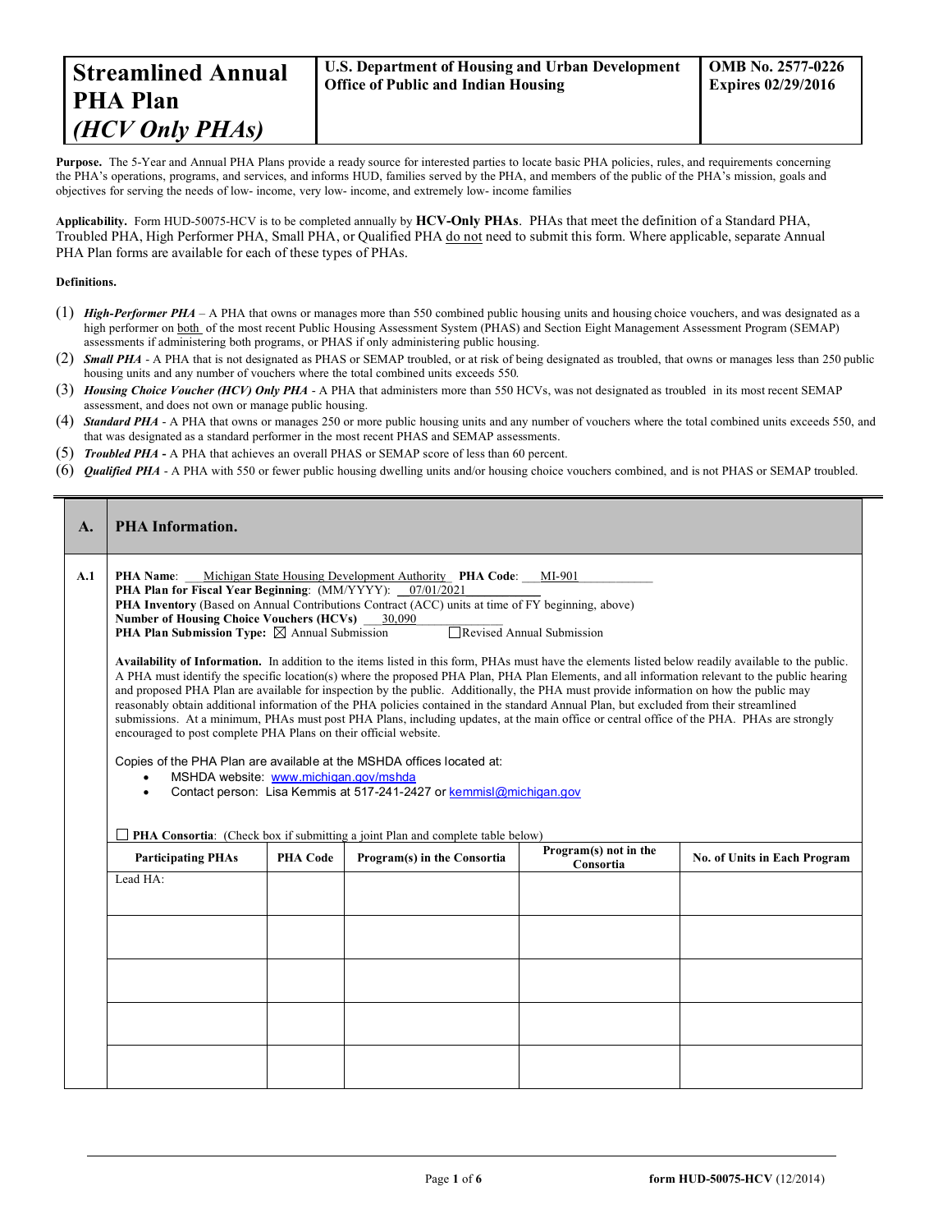| **Streamlined Annual PHA Plan *(HCV Only PHAs)*** | **U.S. Department of Housing and Urban Development Office of Public and Indian Housing** | **OMB No. 2577-0226 Expires 02/29/2016** |
|---|---|---|

**Purpose.** The 5-Year and Annual PHA Plans provide a ready source for interested parties to locate basic PHA policies, rules, and requirements concerning the PHA's operations, programs, and services, and informs HUD, families served by the PHA, and members of the public of the PHA's mission, goals and objectives for serving the needs of low- income, very low- income, and extremely low- income families

**Applicability.** Form HUD-50075-HCV is to be completed annually by **HCV-Only PHAs**. PHAs that meet the definition of a Standard PHA, Troubled PHA, High Performer PHA, Small PHA, or Qualified PHA do not need to submit this form. Where applicable, separate Annual PHA Plan forms are available for each of these types of PHAs.

**Definitions.**

(1) ***High-Performer PHA*** – A PHA that owns or manages more than 550 combined public housing units and housing choice vouchers, and was designated as a high performer on both of the most recent Public Housing Assessment System (PHAS) and Section Eight Management Assessment Program (SEMAP) assessments if administering both programs, or PHAS if only administering public housing.
(2) ***Small PHA*** - A PHA that is not designated as PHAS or SEMAP troubled, or at risk of being designated as troubled, that owns or manages less than 250 public housing units and any number of vouchers where the total combined units exceeds 550.
(3) ***Housing Choice Voucher (HCV) Only PHA*** - A PHA that administers more than 550 HCVs, was not designated as troubled in its most recent SEMAP assessment, and does not own or manage public housing.
(4) ***Standard PHA*** - A PHA that owns or manages 250 or more public housing units and any number of vouchers where the total combined units exceeds 550, and that was designated as a standard performer in the most recent PHAS and SEMAP assessments.
(5) ***Troubled PHA*** **-** A PHA that achieves an overall PHAS or SEMAP score of less than 60 percent.
(6) ***Qualified PHA*** - A PHA with 550 or fewer public housing dwelling units and/or housing choice vouchers combined, and is not PHAS or SEMAP troubled.

## A. PHA Information.

**A.1**

**PHA Name**: Michigan State Housing Development Authority **PHA Code**: MI-901
**PHA Plan for Fiscal Year Beginning**: (MM/YYYY): 07/01/2021
**PHA Inventory** (Based on Annual Contributions Contract (ACC) units at time of FY beginning, above)
**Number of Housing Choice Vouchers (HCVs)** 30,090
**PHA Plan Submission Type:** ☒ Annual Submission ☐ Revised Annual Submission

**Availability of Information.** In addition to the items listed in this form, PHAs must have the elements listed below readily available to the public. A PHA must identify the specific location(s) where the proposed PHA Plan, PHA Plan Elements, and all information relevant to the public hearing and proposed PHA Plan are available for inspection by the public. Additionally, the PHA must provide information on how the public may reasonably obtain additional information of the PHA policies contained in the standard Annual Plan, but excluded from their streamlined submissions. At a minimum, PHAs must post PHA Plans, including updates, at the main office or central office of the PHA. PHAs are strongly encouraged to post complete PHA Plans on their official website.

Copies of the PHA Plan are available at the MSHDA offices located at:

- MSHDA website: www.michigan.gov/mshda
- Contact person: Lisa Kemmis at 517-241-2427 or kemmisl@michigan.gov

☐ **PHA Consortia**: (Check box if submitting a joint Plan and complete table below)

| Participating PHAs | PHA Code | Program(s) in the Consortia | Program(s) not in the Consortia | No. of Units in Each Program |
|---|---|---|---|---|
| Lead HA: | | | | |
| | | | | |
| | | | | |
| | | | | |
| | | | | |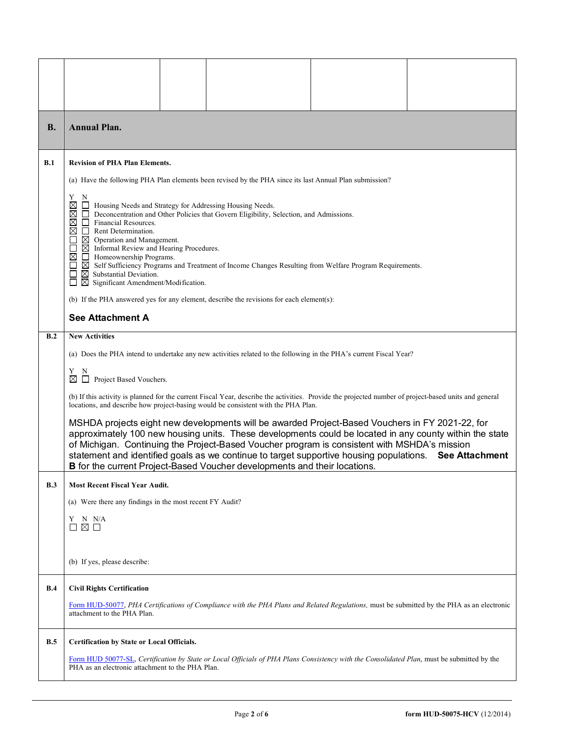| | | | | | |
|---|---|---|---|---|---|
| | | | | | |

| **B.** | **Annual Plan.** |
|---|---|

**B.1 Revision of PHA Plan Elements.**

(a) Have the following PHA Plan elements been revised by the PHA since its last Annual Plan submission?

| Y | N | |
|---|---|---|
| ☒ | ☐ | Housing Needs and Strategy for Addressing Housing Needs. |
| ☒ | ☐ | Deconcentration and Other Policies that Govern Eligibility, Selection, and Admissions. |
| ☒ | ☐ | Financial Resources. |
| ☒ | ☐ | Rent Determination. |
| ☐ | ☒ | Operation and Management. |
| ☐ | ☒ | Informal Review and Hearing Procedures. |
| ☒ | ☐ | Homeownership Programs. |
| ☐ | ☒ | Self Sufficiency Programs and Treatment of Income Changes Resulting from Welfare Program Requirements. |
| ☐ | ☒ | Substantial Deviation. |
| ☐ | ☒ | Significant Amendment/Modification. |

(b) If the PHA answered yes for any element, describe the revisions for each element(s):

**See Attachment A**

**B.2 New Activities**

(a) Does the PHA intend to undertake any new activities related to the following in the PHA's current Fiscal Year?

| Y | N | |
|---|---|---|
| ☒ | ☐ | Project Based Vouchers. |

(b) If this activity is planned for the current Fiscal Year, describe the activities. Provide the projected number of project-based units and general locations, and describe how project-basing would be consistent with the PHA Plan.

MSHDA projects eight new developments will be awarded Project-Based Vouchers in FY 2021-22, for approximately 100 new housing units. These developments could be located in any county within the state of Michigan. Continuing the Project-Based Voucher program is consistent with MSHDA's mission statement and identified goals as we continue to target supportive housing populations. **See Attachment B** for the current Project-Based Voucher developments and their locations.

**B.3 Most Recent Fiscal Year Audit.**

(a) Were there any findings in the most recent FY Audit?

| Y | N | N/A |
|---|---|---|
| ☐ | ☒ | ☐ |

(b) If yes, please describe:

**B.4 Civil Rights Certification**

Form HUD-50077, *PHA Certifications of Compliance with the PHA Plans and Related Regulations,* must be submitted by the PHA as an electronic attachment to the PHA Plan.

**B.5 Certification by State or Local Officials.**

Form HUD 50077-SL, *Certification by State or Local Officials of PHA Plans Consistency with the Consolidated Plan*, must be submitted by the PHA as an electronic attachment to the PHA Plan.

**form HUD-50075-HCV** (12/2014)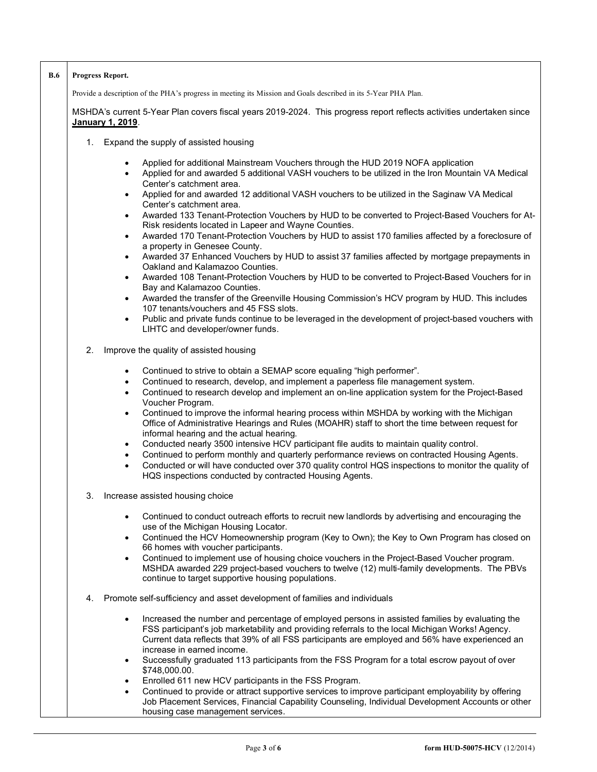**B.6 Progress Report.**

Provide a description of the PHA's progress in meeting its Mission and Goals described in its 5-Year PHA Plan.

MSHDA's current 5-Year Plan covers fiscal years 2019-2024. This progress report reflects activities undertaken since **January 1, 2019**.

1. Expand the supply of assisted housing

   - Applied for additional Mainstream Vouchers through the HUD 2019 NOFA application
   - Applied for and awarded 5 additional VASH vouchers to be utilized in the Iron Mountain VA Medical Center's catchment area.
   - Applied for and awarded 12 additional VASH vouchers to be utilized in the Saginaw VA Medical Center's catchment area.
   - Awarded 133 Tenant-Protection Vouchers by HUD to be converted to Project-Based Vouchers for At-Risk residents located in Lapeer and Wayne Counties.
   - Awarded 170 Tenant-Protection Vouchers by HUD to assist 170 families affected by a foreclosure of a property in Genesee County.
   - Awarded 37 Enhanced Vouchers by HUD to assist 37 families affected by mortgage prepayments in Oakland and Kalamazoo Counties.
   - Awarded 108 Tenant-Protection Vouchers by HUD to be converted to Project-Based Vouchers for in Bay and Kalamazoo Counties.
   - Awarded the transfer of the Greenville Housing Commission's HCV program by HUD. This includes 107 tenants/vouchers and 45 FSS slots.
   - Public and private funds continue to be leveraged in the development of project-based vouchers with LIHTC and developer/owner funds.

2. Improve the quality of assisted housing

   - Continued to strive to obtain a SEMAP score equaling "high performer".
   - Continued to research, develop, and implement a paperless file management system.
   - Continued to research develop and implement an on-line application system for the Project-Based Voucher Program.
   - Continued to improve the informal hearing process within MSHDA by working with the Michigan Office of Administrative Hearings and Rules (MOAHR) staff to short the time between request for informal hearing and the actual hearing.
   - Conducted nearly 3500 intensive HCV participant file audits to maintain quality control.
   - Continued to perform monthly and quarterly performance reviews on contracted Housing Agents.
   - Conducted or will have conducted over 370 quality control HQS inspections to monitor the quality of HQS inspections conducted by contracted Housing Agents.

3. Increase assisted housing choice

   - Continued to conduct outreach efforts to recruit new landlords by advertising and encouraging the use of the Michigan Housing Locator.
   - Continued the HCV Homeownership program (Key to Own); the Key to Own Program has closed on 66 homes with voucher participants.
   - Continued to implement use of housing choice vouchers in the Project-Based Voucher program. MSHDA awarded 229 project-based vouchers to twelve (12) multi-family developments. The PBVs continue to target supportive housing populations.

4. Promote self-sufficiency and asset development of families and individuals

   - Increased the number and percentage of employed persons in assisted families by evaluating the FSS participant's job marketability and providing referrals to the local Michigan Works! Agency. Current data reflects that 39% of all FSS participants are employed and 56% have experienced an increase in earned income.
   - Successfully graduated 113 participants from the FSS Program for a total escrow payout of over $748,000.00.
   - Enrolled 611 new HCV participants in the FSS Program.
   - Continued to provide or attract supportive services to improve participant employability by offering Job Placement Services, Financial Capability Counseling, Individual Development Accounts or other housing case management services.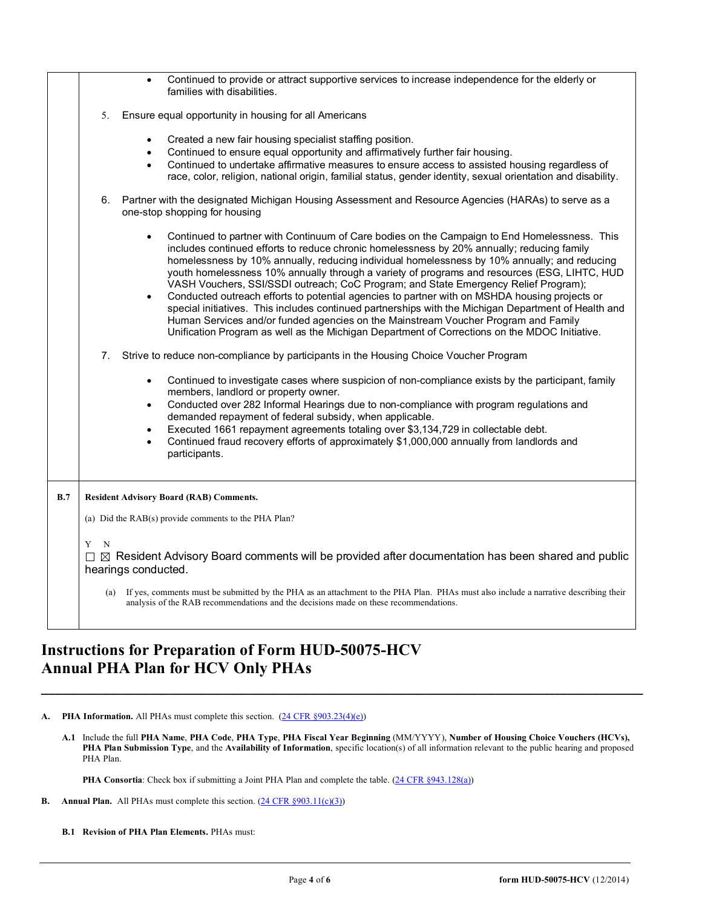- Continued to provide or attract supportive services to increase independence for the elderly or families with disabilities.

5. Ensure equal opportunity in housing for all Americans

   - Created a new fair housing specialist staffing position.
   - Continued to ensure equal opportunity and affirmatively further fair housing.
   - Continued to undertake affirmative measures to ensure access to assisted housing regardless of race, color, religion, national origin, familial status, gender identity, sexual orientation and disability.

6. Partner with the designated Michigan Housing Assessment and Resource Agencies (HARAs) to serve as a one-stop shopping for housing

   - Continued to partner with Continuum of Care bodies on the Campaign to End Homelessness. This includes continued efforts to reduce chronic homelessness by 20% annually; reducing family homelessness by 10% annually, reducing individual homelessness by 10% annually; and reducing youth homelessness 10% annually through a variety of programs and resources (ESG, LIHTC, HUD VASH Vouchers, SSI/SSDI outreach; CoC Program; and State Emergency Relief Program);
   - Conducted outreach efforts to potential agencies to partner with on MSHDA housing projects or special initiatives. This includes continued partnerships with the Michigan Department of Health and Human Services and/or funded agencies on the Mainstream Voucher Program and Family Unification Program as well as the Michigan Department of Corrections on the MDOC Initiative.

7. Strive to reduce non-compliance by participants in the Housing Choice Voucher Program

   - Continued to investigate cases where suspicion of non-compliance exists by the participant, family members, landlord or property owner.
   - Conducted over 282 Informal Hearings due to non-compliance with program regulations and demanded repayment of federal subsidy, when applicable.
   - Executed 1661 repayment agreements totaling over $3,134,729 in collectable debt.
   - Continued fraud recovery efforts of approximately $1,000,000 annually from landlords and participants.

**B.7 Resident Advisory Board (RAB) Comments.**

(a) Did the RAB(s) provide comments to the PHA Plan?

Y N
☐ ☒ Resident Advisory Board comments will be provided after documentation has been shared and public hearings conducted.

(a) If yes, comments must be submitted by the PHA as an attachment to the PHA Plan. PHAs must also include a narrative describing their analysis of the RAB recommendations and the decisions made on these recommendations.

# Instructions for Preparation of Form HUD-50075-HCV Annual PHA Plan for HCV Only PHAs

**A. PHA Information.** All PHAs must complete this section. (24 CFR §903.23(4)(e))

**A.1** Include the full **PHA Name**, **PHA Code**, **PHA Type**, **PHA Fiscal Year Beginning** (MM/YYYY), **Number of Housing Choice Vouchers (HCVs), PHA Plan Submission Type**, and the **Availability of Information**, specific location(s) of all information relevant to the public hearing and proposed PHA Plan.

**PHA Consortia**: Check box if submitting a Joint PHA Plan and complete the table. (24 CFR §943.128(a))

**B. Annual Plan.** All PHAs must complete this section. (24 CFR §903.11(c)(3))

**B.1 Revision of PHA Plan Elements.** PHAs must: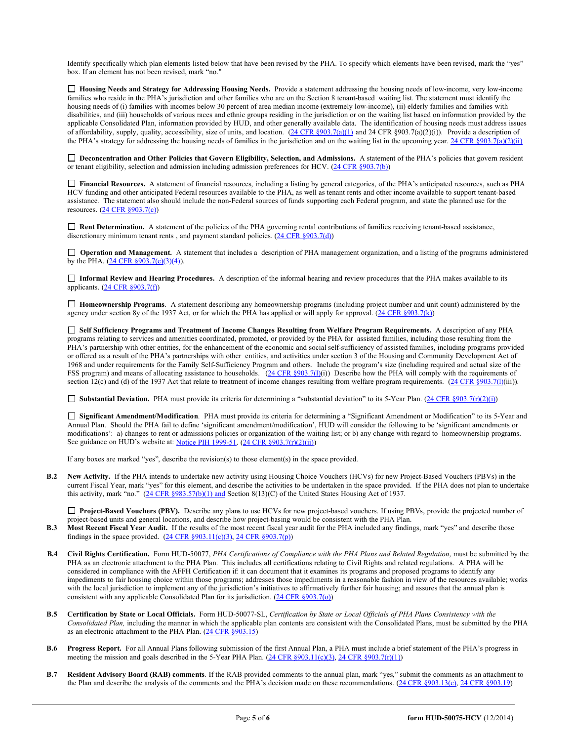Identify specifically which plan elements listed below that have been revised by the PHA. To specify which elements have been revised, mark the "yes" box. If an element has not been revised, mark "no."

☐ **Housing Needs and Strategy for Addressing Housing Needs.** Provide a statement addressing the housing needs of low-income, very low-income families who reside in the PHA's jurisdiction and other families who are on the Section 8 tenant-based waiting list. The statement must identify the housing needs of (i) families with incomes below 30 percent of area median income (extremely low-income), (ii) elderly families and families with disabilities, and (iii) households of various races and ethnic groups residing in the jurisdiction or on the waiting list based on information provided by the applicable Consolidated Plan, information provided by HUD, and other generally available data. The identification of housing needs must address issues of affordability, supply, quality, accessibility, size of units, and location. (24 CFR §903.7(a)(1) and 24 CFR §903.7(a)(2)(i)). Provide a description of the PHA's strategy for addressing the housing needs of families in the jurisdiction and on the waiting list in the upcoming year. 24 CFR §903.7(a)(2)(ii)

☐ **Deconcentration and Other Policies that Govern Eligibility, Selection, and Admissions.** A statement of the PHA's policies that govern resident or tenant eligibility, selection and admission including admission preferences for HCV. (24 CFR §903.7(b))

☐ **Financial Resources.** A statement of financial resources, including a listing by general categories, of the PHA's anticipated resources, such as PHA HCV funding and other anticipated Federal resources available to the PHA, as well as tenant rents and other income available to support tenant-based assistance. The statement also should include the non-Federal sources of funds supporting each Federal program, and state the planned use for the resources. (24 CFR §903.7(c))

☐ **Rent Determination.** A statement of the policies of the PHA governing rental contributions of families receiving tenant-based assistance, discretionary minimum tenant rents , and payment standard policies. (24 CFR §903.7(d))

☐ **Operation and Management.** A statement that includes a description of PHA management organization, and a listing of the programs administered by the PHA. (24 CFR §903.7(e)(3)(4)).

☐ **Informal Review and Hearing Procedures.** A description of the informal hearing and review procedures that the PHA makes available to its applicants. (24 CFR §903.7(f))

☐ **Homeownership Programs**. A statement describing any homeownership programs (including project number and unit count) administered by the agency under section 8y of the 1937 Act, or for which the PHA has applied or will apply for approval. (24 CFR §903.7(k))

☐ **Self Sufficiency Programs and Treatment of Income Changes Resulting from Welfare Program Requirements.** A description of any PHA programs relating to services and amenities coordinated, promoted, or provided by the PHA for assisted families, including those resulting from the PHA's partnership with other entities, for the enhancement of the economic and social self-sufficiency of assisted families, including programs provided or offered as a result of the PHA's partnerships with other entities, and activities under section 3 of the Housing and Community Development Act of 1968 and under requirements for the Family Self-Sufficiency Program and others. Include the program's size (including required and actual size of the FSS program) and means of allocating assistance to households. (24 CFR §903.7(l)(i)) Describe how the PHA will comply with the requirements of section 12(c) and (d) of the 1937 Act that relate to treatment of income changes resulting from welfare program requirements. (24 CFR §903.7(l)(iii)).

☐ **Substantial Deviation.** PHA must provide its criteria for determining a "substantial deviation" to its 5-Year Plan. (24 CFR §903.7(r)(2)(i))

☐ **Significant Amendment/Modification**. PHA must provide its criteria for determining a "Significant Amendment or Modification" to its 5-Year and Annual Plan. Should the PHA fail to define 'significant amendment/modification', HUD will consider the following to be 'significant amendments or modifications': a) changes to rent or admissions policies or organization of the waiting list; or b) any change with regard to homeownership programs. See guidance on HUD's website at: Notice PIH 1999-51. (24 CFR §903.7(r)(2)(ii))

If any boxes are marked "yes", describe the revision(s) to those element(s) in the space provided.

**B.2** **New Activity.** If the PHA intends to undertake new activity using Housing Choice Vouchers (HCVs) for new Project-Based Vouchers (PBVs) in the current Fiscal Year, mark "yes" for this element, and describe the activities to be undertaken in the space provided. If the PHA does not plan to undertake this activity, mark "no." (24 CFR §983.57(b)(1) and Section 8(13)(C) of the United States Housing Act of 1937.

☐ **Project-Based Vouchers (PBV).** Describe any plans to use HCVs for new project-based vouchers. If using PBVs, provide the projected number of project-based units and general locations, and describe how project-basing would be consistent with the PHA Plan.

**B.3** **Most Recent Fiscal Year Audit.** If the results of the most recent fiscal year audit for the PHA included any findings, mark "yes" and describe those findings in the space provided. (24 CFR §903.11(c)(3), 24 CFR §903.7(p))

**B.4** **Civil Rights Certification.** Form HUD-50077, *PHA Certifications of Compliance with the PHA Plans and Related Regulation*, must be submitted by the PHA as an electronic attachment to the PHA Plan. This includes all certifications relating to Civil Rights and related regulations. A PHA will be considered in compliance with the AFFH Certification if: it can document that it examines its programs and proposed programs to identify any impediments to fair housing choice within those programs; addresses those impediments in a reasonable fashion in view of the resources available; works with the local jurisdiction to implement any of the jurisdiction's initiatives to affirmatively further fair housing; and assures that the annual plan is consistent with any applicable Consolidated Plan for its jurisdiction. (24 CFR §903.7(o))

**B.5** **Certification by State or Local Officials.** Form HUD-50077-SL, *Certification by State or Local Officials of PHA Plans Consistency with the Consolidated Plan,* including the manner in which the applicable plan contents are consistent with the Consolidated Plans, must be submitted by the PHA as an electronic attachment to the PHA Plan. (24 CFR §903.15)

**B.6** **Progress Report.** For all Annual Plans following submission of the first Annual Plan, a PHA must include a brief statement of the PHA's progress in meeting the mission and goals described in the 5-Year PHA Plan. (24 CFR §903.11(c)(3), 24 CFR §903.7(r)(1))

**B.7** **Resident Advisory Board (RAB) comments**. If the RAB provided comments to the annual plan, mark "yes," submit the comments as an attachment to the Plan and describe the analysis of the comments and the PHA's decision made on these recommendations. (24 CFR §903.13(c), 24 CFR §903.19)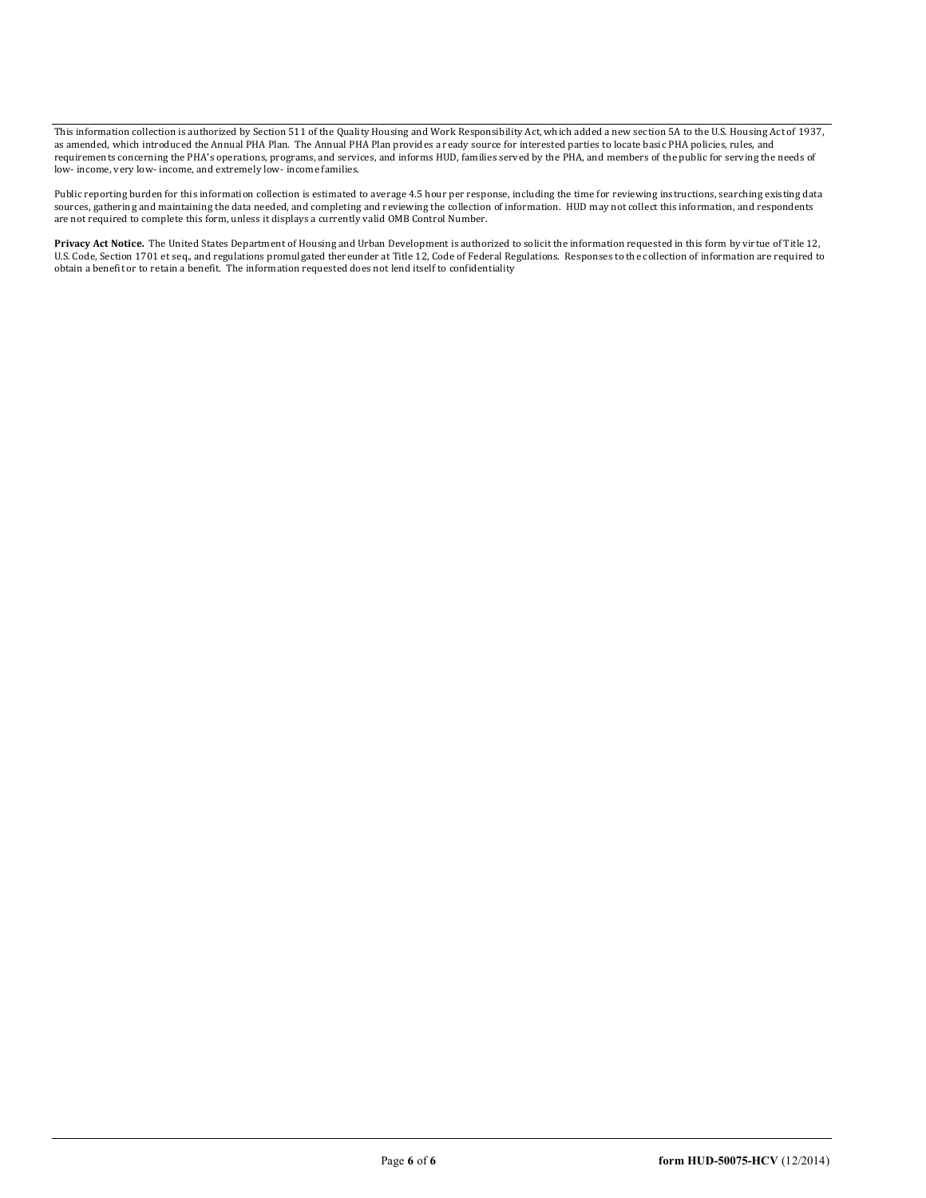This information collection is authorized by Section 511 of the Quality Housing and Work Responsibility Act, which added a new section 5A to the U.S. Housing Act of 1937, as amended, which introduced the Annual PHA Plan. The Annual PHA Plan provides a ready source for interested parties to locate basic PHA policies, rules, and requirements concerning the PHA's operations, programs, and services, and informs HUD, families served by the PHA, and members of the public for serving the needs of low- income, very low- income, and extremely low- income families.

Public reporting burden for this information collection is estimated to average 4.5 hour per response, including the time for reviewing instructions, searching existing data sources, gathering and maintaining the data needed, and completing and reviewing the collection of information. HUD may not collect this information, and respondents are not required to complete this form, unless it displays a currently valid OMB Control Number.

**Privacy Act Notice.** The United States Department of Housing and Urban Development is authorized to solicit the information requested in this form by virtue of Title 12, U.S. Code, Section 1701 et seq., and regulations promulgated thereunder at Title 12, Code of Federal Regulations. Responses to the collection of information are required to obtain a benefit or to retain a benefit. The information requested does not lend itself to confidentiality

**form HUD-50075-HCV** (12/2014)